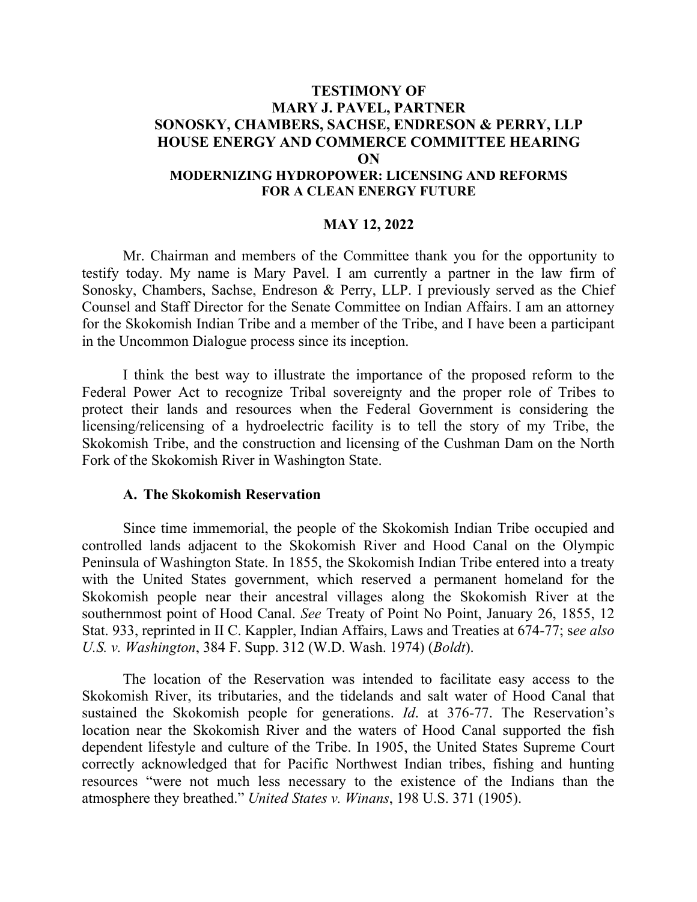# TESTIMONY OF
# MARY J. PAVEL, PARTNER
# SONOSKY, CHAMBERS, SACHSE, ENDRESON & PERRY, LLP
# HOUSE ENERGY AND COMMERCE COMMITTEE HEARING
# ON
# MODERNIZING HYDROPOWER: LICENSING AND REFORMS FOR A CLEAN ENERGY FUTURE

**MAY 12, 2022**

Mr. Chairman and members of the Committee thank you for the opportunity to testify today. My name is Mary Pavel. I am currently a partner in the law firm of Sonosky, Chambers, Sachse, Endreson & Perry, LLP. I previously served as the Chief Counsel and Staff Director for the Senate Committee on Indian Affairs. I am an attorney for the Skokomish Indian Tribe and a member of the Tribe, and I have been a participant in the Uncommon Dialogue process since its inception.

I think the best way to illustrate the importance of the proposed reform to the Federal Power Act to recognize Tribal sovereignty and the proper role of Tribes to protect their lands and resources when the Federal Government is considering the licensing/relicensing of a hydroelectric facility is to tell the story of my Tribe, the Skokomish Tribe, and the construction and licensing of the Cushman Dam on the North Fork of the Skokomish River in Washington State.

## A. The Skokomish Reservation

Since time immemorial, the people of the Skokomish Indian Tribe occupied and controlled lands adjacent to the Skokomish River and Hood Canal on the Olympic Peninsula of Washington State. In 1855, the Skokomish Indian Tribe entered into a treaty with the United States government, which reserved a permanent homeland for the Skokomish people near their ancestral villages along the Skokomish River at the southernmost point of Hood Canal. *See* Treaty of Point No Point, January 26, 1855, 12 Stat. 933, reprinted in II C. Kappler, Indian Affairs, Laws and Treaties at 674-77; s*ee also U.S. v. Washington*, 384 F. Supp. 312 (W.D. Wash. 1974) (*Boldt*).

The location of the Reservation was intended to facilitate easy access to the Skokomish River, its tributaries, and the tidelands and salt water of Hood Canal that sustained the Skokomish people for generations. *Id*. at 376-77. The Reservation's location near the Skokomish River and the waters of Hood Canal supported the fish dependent lifestyle and culture of the Tribe. In 1905, the United States Supreme Court correctly acknowledged that for Pacific Northwest Indian tribes, fishing and hunting resources "were not much less necessary to the existence of the Indians than the atmosphere they breathed." *United States v. Winans*, 198 U.S. 371 (1905).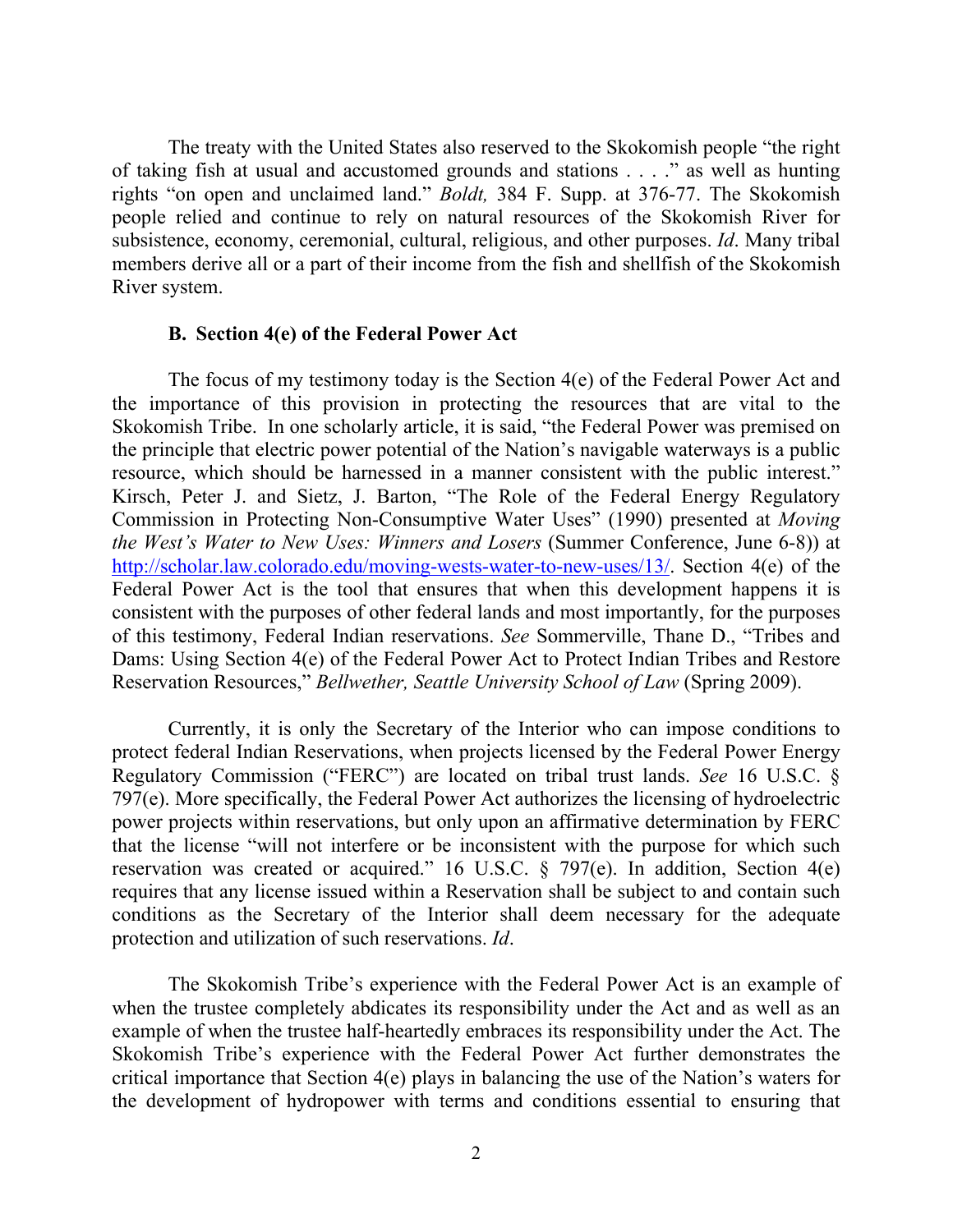The treaty with the United States also reserved to the Skokomish people "the right of taking fish at usual and accustomed grounds and stations . . . ." as well as hunting rights "on open and unclaimed land." *Boldt,* 384 F. Supp. at 376-77. The Skokomish people relied and continue to rely on natural resources of the Skokomish River for subsistence, economy, ceremonial, cultural, religious, and other purposes. *Id*. Many tribal members derive all or a part of their income from the fish and shellfish of the Skokomish River system.

### B. Section 4(e) of the Federal Power Act

The focus of my testimony today is the Section 4(e) of the Federal Power Act and the importance of this provision in protecting the resources that are vital to the Skokomish Tribe. In one scholarly article, it is said, "the Federal Power was premised on the principle that electric power potential of the Nation's navigable waterways is a public resource, which should be harnessed in a manner consistent with the public interest." Kirsch, Peter J. and Sietz, J. Barton, "The Role of the Federal Energy Regulatory Commission in Protecting Non-Consumptive Water Uses" (1990) presented at *Moving the West's Water to New Uses: Winners and Losers* (Summer Conference, June 6-8)) at http://scholar.law.colorado.edu/moving-wests-water-to-new-uses/13/. Section 4(e) of the Federal Power Act is the tool that ensures that when this development happens it is consistent with the purposes of other federal lands and most importantly, for the purposes of this testimony, Federal Indian reservations. *See* Sommerville, Thane D., "Tribes and Dams: Using Section 4(e) of the Federal Power Act to Protect Indian Tribes and Restore Reservation Resources," *Bellwether, Seattle University School of Law* (Spring 2009).

Currently, it is only the Secretary of the Interior who can impose conditions to protect federal Indian Reservations, when projects licensed by the Federal Power Energy Regulatory Commission ("FERC") are located on tribal trust lands. *See* 16 U.S.C. § 797(e). More specifically, the Federal Power Act authorizes the licensing of hydroelectric power projects within reservations, but only upon an affirmative determination by FERC that the license "will not interfere or be inconsistent with the purpose for which such reservation was created or acquired." 16 U.S.C. § 797(e). In addition, Section 4(e) requires that any license issued within a Reservation shall be subject to and contain such conditions as the Secretary of the Interior shall deem necessary for the adequate protection and utilization of such reservations. *Id*.

The Skokomish Tribe's experience with the Federal Power Act is an example of when the trustee completely abdicates its responsibility under the Act and as well as an example of when the trustee half-heartedly embraces its responsibility under the Act. The Skokomish Tribe's experience with the Federal Power Act further demonstrates the critical importance that Section 4(e) plays in balancing the use of the Nation's waters for the development of hydropower with terms and conditions essential to ensuring that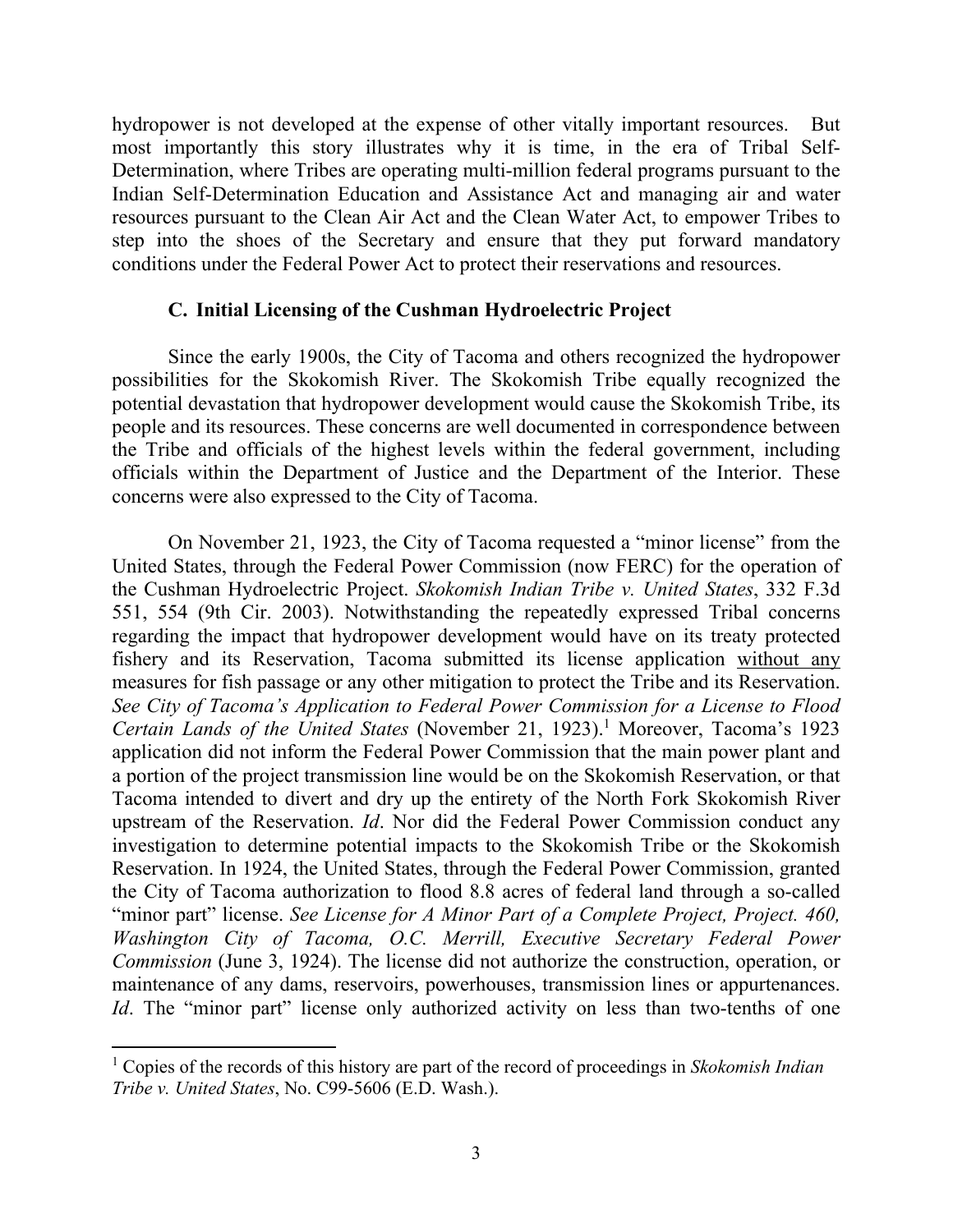hydropower is not developed at the expense of other vitally important resources. But most importantly this story illustrates why it is time, in the era of Tribal Self-Determination, where Tribes are operating multi-million federal programs pursuant to the Indian Self-Determination Education and Assistance Act and managing air and water resources pursuant to the Clean Air Act and the Clean Water Act, to empower Tribes to step into the shoes of the Secretary and ensure that they put forward mandatory conditions under the Federal Power Act to protect their reservations and resources.

### C. Initial Licensing of the Cushman Hydroelectric Project

Since the early 1900s, the City of Tacoma and others recognized the hydropower possibilities for the Skokomish River. The Skokomish Tribe equally recognized the potential devastation that hydropower development would cause the Skokomish Tribe, its people and its resources. These concerns are well documented in correspondence between the Tribe and officials of the highest levels within the federal government, including officials within the Department of Justice and the Department of the Interior. These concerns were also expressed to the City of Tacoma.

On November 21, 1923, the City of Tacoma requested a "minor license" from the United States, through the Federal Power Commission (now FERC) for the operation of the Cushman Hydroelectric Project. *Skokomish Indian Tribe v. United States*, 332 F.3d 551, 554 (9th Cir. 2003). Notwithstanding the repeatedly expressed Tribal concerns regarding the impact that hydropower development would have on its treaty protected fishery and its Reservation, Tacoma submitted its license application <u>without any</u> measures for fish passage or any other mitigation to protect the Tribe and its Reservation. *See City of Tacoma's Application to Federal Power Commission for a License to Flood Certain Lands of the United States* (November 21, 1923).[1] Moreover, Tacoma's 1923 application did not inform the Federal Power Commission that the main power plant and a portion of the project transmission line would be on the Skokomish Reservation, or that Tacoma intended to divert and dry up the entirety of the North Fork Skokomish River upstream of the Reservation. *Id*. Nor did the Federal Power Commission conduct any investigation to determine potential impacts to the Skokomish Tribe or the Skokomish Reservation. In 1924, the United States, through the Federal Power Commission, granted the City of Tacoma authorization to flood 8.8 acres of federal land through a so-called "minor part" license. *See License for A Minor Part of a Complete Project, Project. 460, Washington City of Tacoma, O.C. Merrill, Executive Secretary Federal Power Commission* (June 3, 1924). The license did not authorize the construction, operation, or maintenance of any dams, reservoirs, powerhouses, transmission lines or appurtenances. *Id*. The "minor part" license only authorized activity on less than two-tenths of one

[1] Copies of the records of this history are part of the record of proceedings in *Skokomish Indian Tribe v. United States*, No. C99-5606 (E.D. Wash.).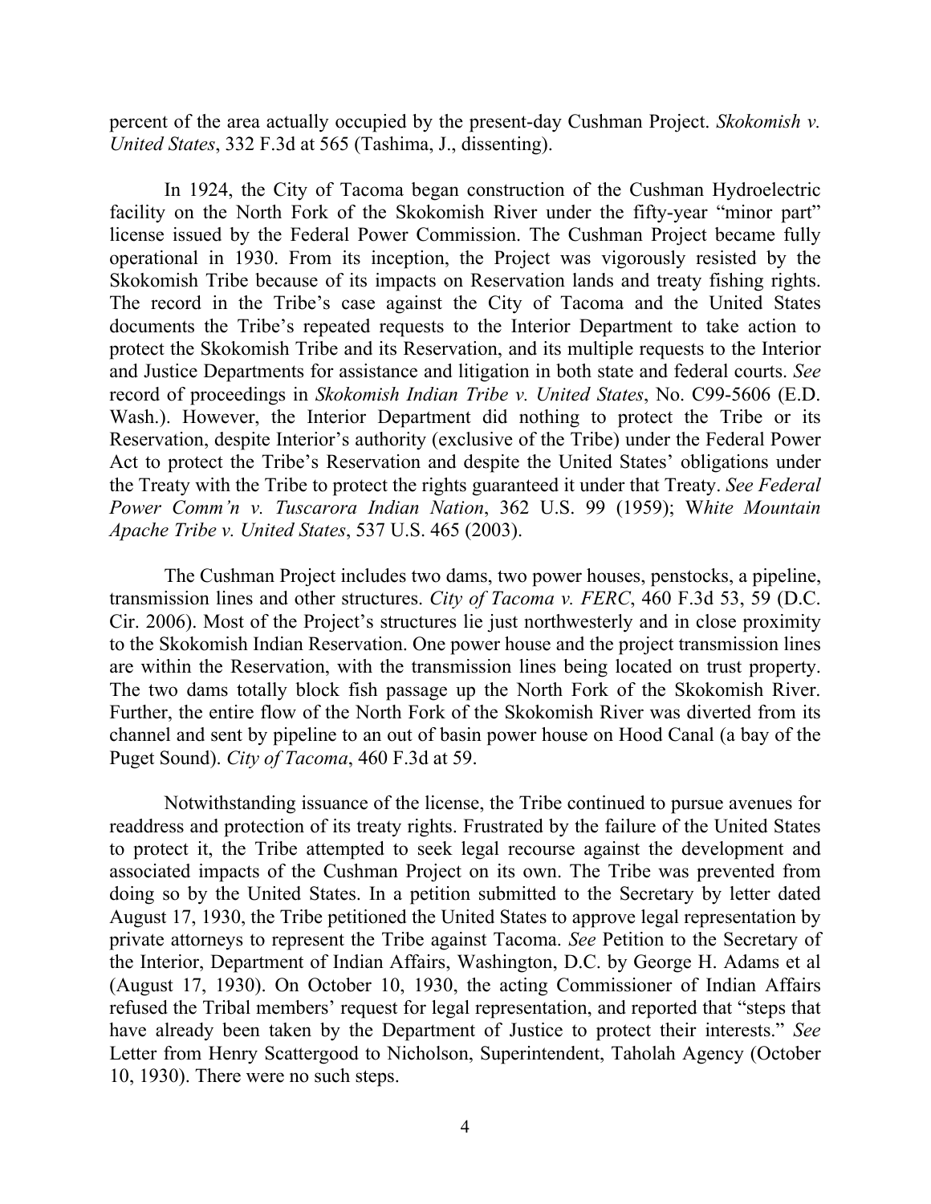percent of the area actually occupied by the present-day Cushman Project. *Skokomish v. United States*, 332 F.3d at 565 (Tashima, J., dissenting).

In 1924, the City of Tacoma began construction of the Cushman Hydroelectric facility on the North Fork of the Skokomish River under the fifty-year "minor part" license issued by the Federal Power Commission. The Cushman Project became fully operational in 1930. From its inception, the Project was vigorously resisted by the Skokomish Tribe because of its impacts on Reservation lands and treaty fishing rights. The record in the Tribe's case against the City of Tacoma and the United States documents the Tribe's repeated requests to the Interior Department to take action to protect the Skokomish Tribe and its Reservation, and its multiple requests to the Interior and Justice Departments for assistance and litigation in both state and federal courts. *See* record of proceedings in *Skokomish Indian Tribe v. United States*, No. C99-5606 (E.D. Wash.). However, the Interior Department did nothing to protect the Tribe or its Reservation, despite Interior's authority (exclusive of the Tribe) under the Federal Power Act to protect the Tribe's Reservation and despite the United States' obligations under the Treaty with the Tribe to protect the rights guaranteed it under that Treaty. *See Federal Power Comm'n v. Tuscarora Indian Nation*, 362 U.S. 99 (1959); *White Mountain Apache Tribe v. United States*, 537 U.S. 465 (2003).

The Cushman Project includes two dams, two power houses, penstocks, a pipeline, transmission lines and other structures. *City of Tacoma v. FERC*, 460 F.3d 53, 59 (D.C. Cir. 2006). Most of the Project's structures lie just northwesterly and in close proximity to the Skokomish Indian Reservation. One power house and the project transmission lines are within the Reservation, with the transmission lines being located on trust property. The two dams totally block fish passage up the North Fork of the Skokomish River. Further, the entire flow of the North Fork of the Skokomish River was diverted from its channel and sent by pipeline to an out of basin power house on Hood Canal (a bay of the Puget Sound). *City of Tacoma*, 460 F.3d at 59.

Notwithstanding issuance of the license, the Tribe continued to pursue avenues for readdress and protection of its treaty rights. Frustrated by the failure of the United States to protect it, the Tribe attempted to seek legal recourse against the development and associated impacts of the Cushman Project on its own. The Tribe was prevented from doing so by the United States. In a petition submitted to the Secretary by letter dated August 17, 1930, the Tribe petitioned the United States to approve legal representation by private attorneys to represent the Tribe against Tacoma. *See* Petition to the Secretary of the Interior, Department of Indian Affairs, Washington, D.C. by George H. Adams et al (August 17, 1930). On October 10, 1930, the acting Commissioner of Indian Affairs refused the Tribal members' request for legal representation, and reported that "steps that have already been taken by the Department of Justice to protect their interests." *See* Letter from Henry Scattergood to Nicholson, Superintendent, Taholah Agency (October 10, 1930). There were no such steps.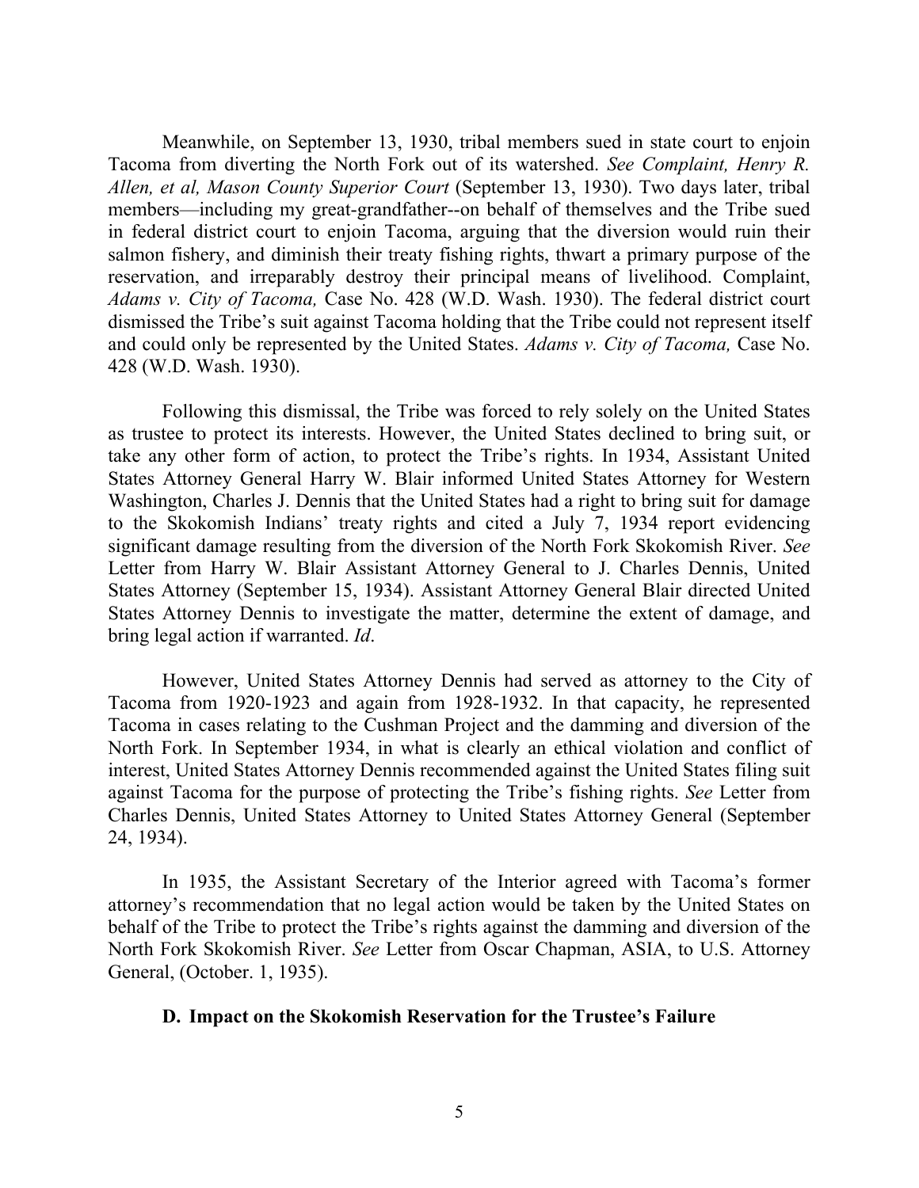Meanwhile, on September 13, 1930, tribal members sued in state court to enjoin Tacoma from diverting the North Fork out of its watershed. *See Complaint, Henry R. Allen, et al, Mason County Superior Court* (September 13, 1930). Two days later, tribal members—including my great-grandfather--on behalf of themselves and the Tribe sued in federal district court to enjoin Tacoma, arguing that the diversion would ruin their salmon fishery, and diminish their treaty fishing rights, thwart a primary purpose of the reservation, and irreparably destroy their principal means of livelihood. Complaint, *Adams v. City of Tacoma,* Case No. 428 (W.D. Wash. 1930). The federal district court dismissed the Tribe's suit against Tacoma holding that the Tribe could not represent itself and could only be represented by the United States. *Adams v. City of Tacoma,* Case No. 428 (W.D. Wash. 1930).

Following this dismissal, the Tribe was forced to rely solely on the United States as trustee to protect its interests. However, the United States declined to bring suit, or take any other form of action, to protect the Tribe's rights. In 1934, Assistant United States Attorney General Harry W. Blair informed United States Attorney for Western Washington, Charles J. Dennis that the United States had a right to bring suit for damage to the Skokomish Indians' treaty rights and cited a July 7, 1934 report evidencing significant damage resulting from the diversion of the North Fork Skokomish River. *See* Letter from Harry W. Blair Assistant Attorney General to J. Charles Dennis, United States Attorney (September 15, 1934). Assistant Attorney General Blair directed United States Attorney Dennis to investigate the matter, determine the extent of damage, and bring legal action if warranted. *Id*.

However, United States Attorney Dennis had served as attorney to the City of Tacoma from 1920-1923 and again from 1928-1932. In that capacity, he represented Tacoma in cases relating to the Cushman Project and the damming and diversion of the North Fork. In September 1934, in what is clearly an ethical violation and conflict of interest, United States Attorney Dennis recommended against the United States filing suit against Tacoma for the purpose of protecting the Tribe's fishing rights. *See* Letter from Charles Dennis, United States Attorney to United States Attorney General (September 24, 1934).

In 1935, the Assistant Secretary of the Interior agreed with Tacoma's former attorney's recommendation that no legal action would be taken by the United States on behalf of the Tribe to protect the Tribe's rights against the damming and diversion of the North Fork Skokomish River. *See* Letter from Oscar Chapman, ASIA, to U.S. Attorney General, (October. 1, 1935).

### D. Impact on the Skokomish Reservation for the Trustee's Failure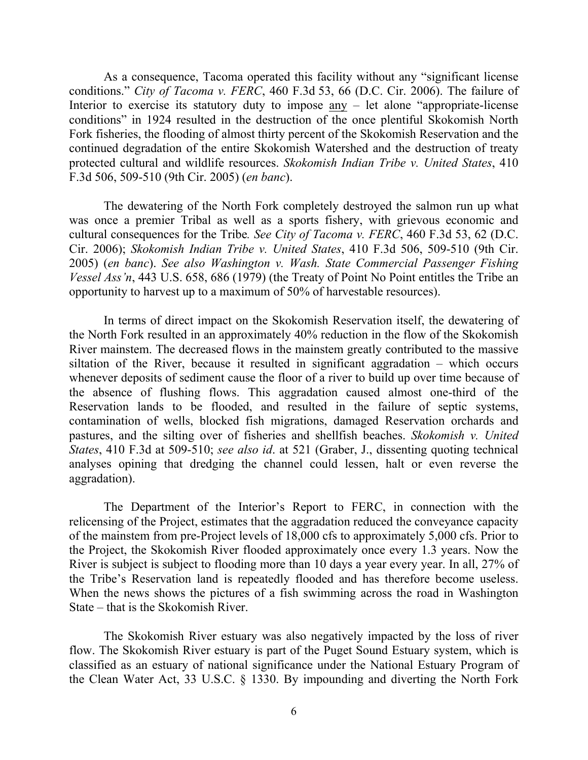As a consequence, Tacoma operated this facility without any "significant license conditions." *City of Tacoma v. FERC*, 460 F.3d 53, 66 (D.C. Cir. 2006). The failure of Interior to exercise its statutory duty to impose <u>any</u> – let alone "appropriate-license conditions" in 1924 resulted in the destruction of the once plentiful Skokomish North Fork fisheries, the flooding of almost thirty percent of the Skokomish Reservation and the continued degradation of the entire Skokomish Watershed and the destruction of treaty protected cultural and wildlife resources. *Skokomish Indian Tribe v. United States*, 410 F.3d 506, 509-510 (9th Cir. 2005) (*en banc*).

The dewatering of the North Fork completely destroyed the salmon run up what was once a premier Tribal as well as a sports fishery, with grievous economic and cultural consequences for the Tribe*. See City of Tacoma v. FERC*, 460 F.3d 53, 62 (D.C. Cir. 2006); *Skokomish Indian Tribe v. United States*, 410 F.3d 506, 509-510 (9th Cir. 2005) (*en banc*). *See also Washington v. Wash. State Commercial Passenger Fishing Vessel Ass'n*, 443 U.S. 658, 686 (1979) (the Treaty of Point No Point entitles the Tribe an opportunity to harvest up to a maximum of 50% of harvestable resources).

In terms of direct impact on the Skokomish Reservation itself, the dewatering of the North Fork resulted in an approximately 40% reduction in the flow of the Skokomish River mainstem. The decreased flows in the mainstem greatly contributed to the massive siltation of the River, because it resulted in significant aggradation – which occurs whenever deposits of sediment cause the floor of a river to build up over time because of the absence of flushing flows. This aggradation caused almost one-third of the Reservation lands to be flooded, and resulted in the failure of septic systems, contamination of wells, blocked fish migrations, damaged Reservation orchards and pastures, and the silting over of fisheries and shellfish beaches. *Skokomish v. United States*, 410 F.3d at 509-510; *see also id*. at 521 (Graber, J., dissenting quoting technical analyses opining that dredging the channel could lessen, halt or even reverse the aggradation).

The Department of the Interior's Report to FERC, in connection with the relicensing of the Project, estimates that the aggradation reduced the conveyance capacity of the mainstem from pre-Project levels of 18,000 cfs to approximately 5,000 cfs. Prior to the Project, the Skokomish River flooded approximately once every 1.3 years. Now the River is subject is subject to flooding more than 10 days a year every year. In all, 27% of the Tribe's Reservation land is repeatedly flooded and has therefore become useless. When the news shows the pictures of a fish swimming across the road in Washington State – that is the Skokomish River.

The Skokomish River estuary was also negatively impacted by the loss of river flow. The Skokomish River estuary is part of the Puget Sound Estuary system, which is classified as an estuary of national significance under the National Estuary Program of the Clean Water Act, 33 U.S.C. § 1330. By impounding and diverting the North Fork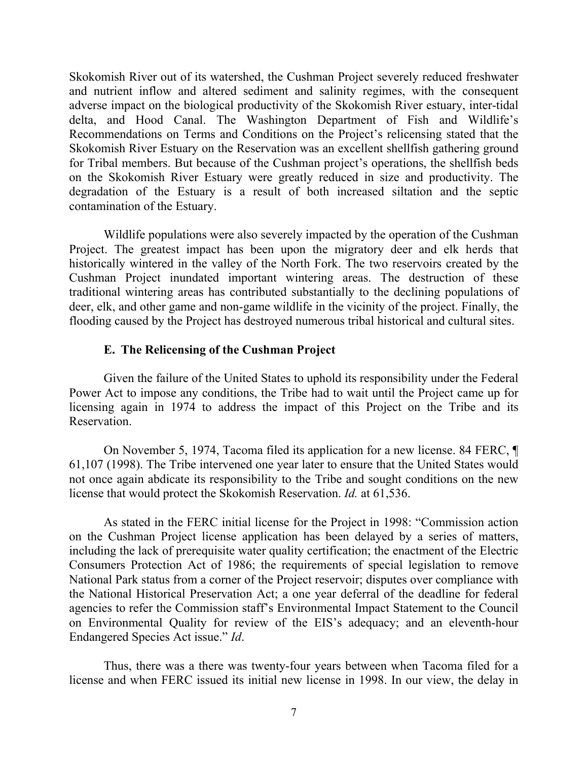Skokomish River out of its watershed, the Cushman Project severely reduced freshwater and nutrient inflow and altered sediment and salinity regimes, with the consequent adverse impact on the biological productivity of the Skokomish River estuary, inter-tidal delta, and Hood Canal. The Washington Department of Fish and Wildlife's Recommendations on Terms and Conditions on the Project's relicensing stated that the Skokomish River Estuary on the Reservation was an excellent shellfish gathering ground for Tribal members. But because of the Cushman project's operations, the shellfish beds on the Skokomish River Estuary were greatly reduced in size and productivity. The degradation of the Estuary is a result of both increased siltation and the septic contamination of the Estuary.

Wildlife populations were also severely impacted by the operation of the Cushman Project. The greatest impact has been upon the migratory deer and elk herds that historically wintered in the valley of the North Fork. The two reservoirs created by the Cushman Project inundated important wintering areas. The destruction of these traditional wintering areas has contributed substantially to the declining populations of deer, elk, and other game and non-game wildlife in the vicinity of the project. Finally, the flooding caused by the Project has destroyed numerous tribal historical and cultural sites.

### E. The Relicensing of the Cushman Project

Given the failure of the United States to uphold its responsibility under the Federal Power Act to impose any conditions, the Tribe had to wait until the Project came up for licensing again in 1974 to address the impact of this Project on the Tribe and its Reservation.

On November 5, 1974, Tacoma filed its application for a new license. 84 FERC, ¶ 61,107 (1998). The Tribe intervened one year later to ensure that the United States would not once again abdicate its responsibility to the Tribe and sought conditions on the new license that would protect the Skokomish Reservation. *Id.* at 61,536.

As stated in the FERC initial license for the Project in 1998: "Commission action on the Cushman Project license application has been delayed by a series of matters, including the lack of prerequisite water quality certification; the enactment of the Electric Consumers Protection Act of 1986; the requirements of special legislation to remove National Park status from a corner of the Project reservoir; disputes over compliance with the National Historical Preservation Act; a one year deferral of the deadline for federal agencies to refer the Commission staff's Environmental Impact Statement to the Council on Environmental Quality for review of the EIS's adequacy; and an eleventh-hour Endangered Species Act issue." *Id*.

Thus, there was a there was twenty-four years between when Tacoma filed for a license and when FERC issued its initial new license in 1998. In our view, the delay in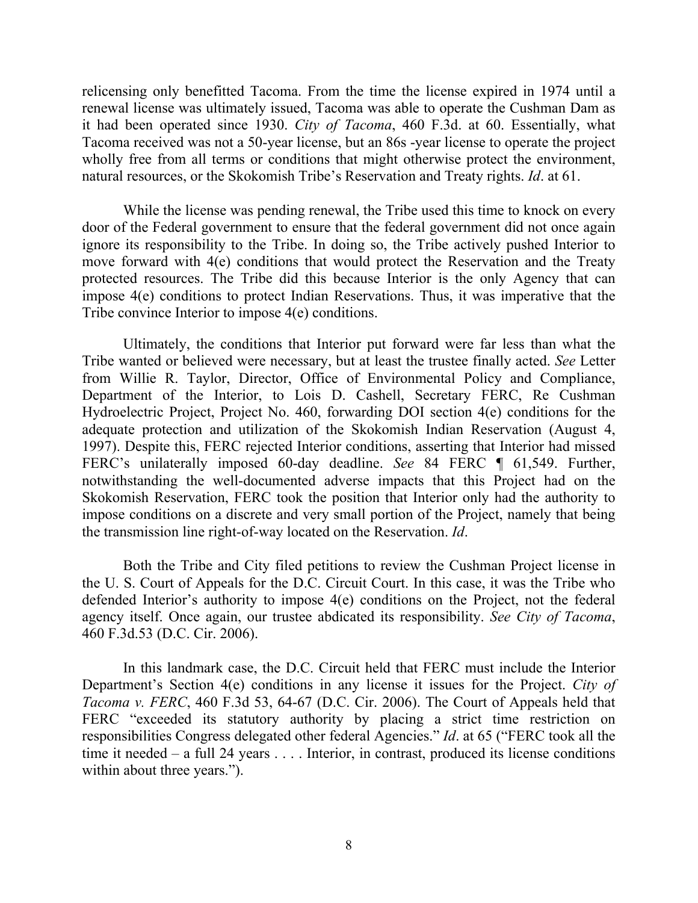relicensing only benefitted Tacoma. From the time the license expired in 1974 until a renewal license was ultimately issued, Tacoma was able to operate the Cushman Dam as it had been operated since 1930. *City of Tacoma*, 460 F.3d. at 60. Essentially, what Tacoma received was not a 50-year license, but an 86s -year license to operate the project wholly free from all terms or conditions that might otherwise protect the environment, natural resources, or the Skokomish Tribe's Reservation and Treaty rights. *Id*. at 61.

While the license was pending renewal, the Tribe used this time to knock on every door of the Federal government to ensure that the federal government did not once again ignore its responsibility to the Tribe. In doing so, the Tribe actively pushed Interior to move forward with 4(e) conditions that would protect the Reservation and the Treaty protected resources. The Tribe did this because Interior is the only Agency that can impose 4(e) conditions to protect Indian Reservations. Thus, it was imperative that the Tribe convince Interior to impose 4(e) conditions.

Ultimately, the conditions that Interior put forward were far less than what the Tribe wanted or believed were necessary, but at least the trustee finally acted. *See* Letter from Willie R. Taylor, Director, Office of Environmental Policy and Compliance, Department of the Interior, to Lois D. Cashell, Secretary FERC, Re Cushman Hydroelectric Project, Project No. 460, forwarding DOI section 4(e) conditions for the adequate protection and utilization of the Skokomish Indian Reservation (August 4, 1997). Despite this, FERC rejected Interior conditions, asserting that Interior had missed FERC's unilaterally imposed 60-day deadline. *See* 84 FERC ¶ 61,549. Further, notwithstanding the well-documented adverse impacts that this Project had on the Skokomish Reservation, FERC took the position that Interior only had the authority to impose conditions on a discrete and very small portion of the Project, namely that being the transmission line right-of-way located on the Reservation. *Id*.

Both the Tribe and City filed petitions to review the Cushman Project license in the U. S. Court of Appeals for the D.C. Circuit Court. In this case, it was the Tribe who defended Interior's authority to impose 4(e) conditions on the Project, not the federal agency itself. Once again, our trustee abdicated its responsibility. *See City of Tacoma*, 460 F.3d.53 (D.C. Cir. 2006).

In this landmark case, the D.C. Circuit held that FERC must include the Interior Department's Section 4(e) conditions in any license it issues for the Project. *City of Tacoma v. FERC*, 460 F.3d 53, 64-67 (D.C. Cir. 2006). The Court of Appeals held that FERC "exceeded its statutory authority by placing a strict time restriction on responsibilities Congress delegated other federal Agencies." *Id*. at 65 ("FERC took all the time it needed – a full 24 years . . . . Interior, in contrast, produced its license conditions within about three years.").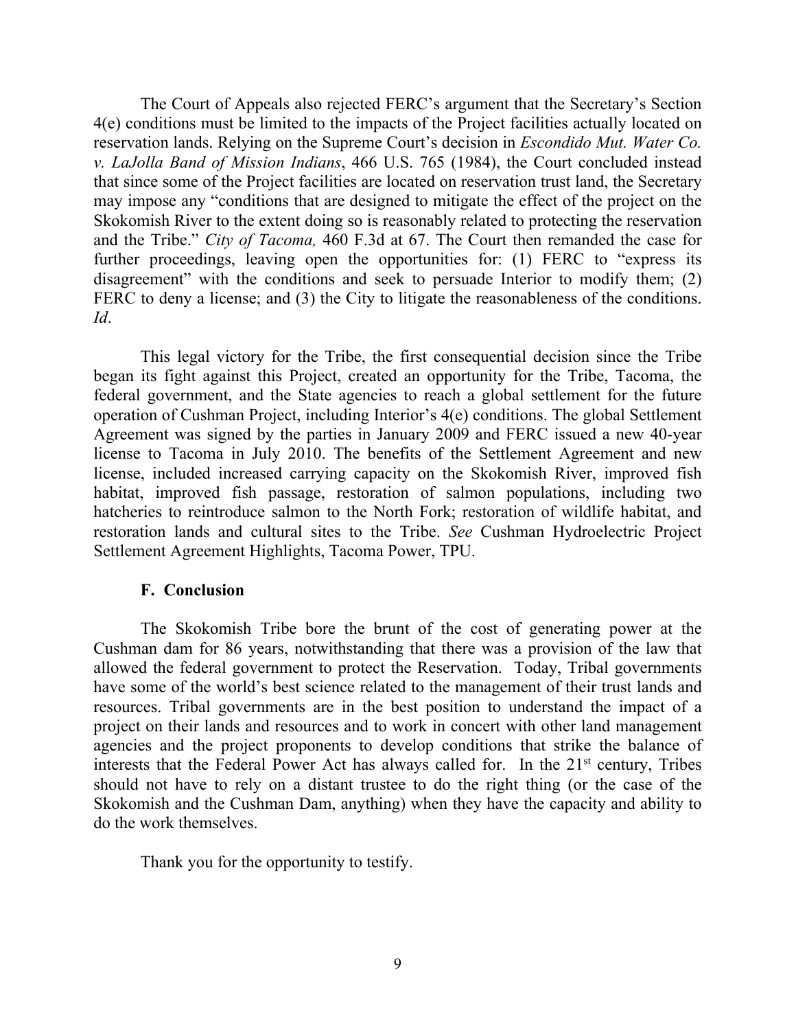The Court of Appeals also rejected FERC's argument that the Secretary's Section 4(e) conditions must be limited to the impacts of the Project facilities actually located on reservation lands. Relying on the Supreme Court's decision in *Escondido Mut. Water Co. v. LaJolla Band of Mission Indians*, 466 U.S. 765 (1984), the Court concluded instead that since some of the Project facilities are located on reservation trust land, the Secretary may impose any "conditions that are designed to mitigate the effect of the project on the Skokomish River to the extent doing so is reasonably related to protecting the reservation and the Tribe." *City of Tacoma,* 460 F.3d at 67. The Court then remanded the case for further proceedings, leaving open the opportunities for: (1) FERC to "express its disagreement" with the conditions and seek to persuade Interior to modify them; (2) FERC to deny a license; and (3) the City to litigate the reasonableness of the conditions. *Id*.

This legal victory for the Tribe, the first consequential decision since the Tribe began its fight against this Project, created an opportunity for the Tribe, Tacoma, the federal government, and the State agencies to reach a global settlement for the future operation of Cushman Project, including Interior's 4(e) conditions. The global Settlement Agreement was signed by the parties in January 2009 and FERC issued a new 40-year license to Tacoma in July 2010. The benefits of the Settlement Agreement and new license, included increased carrying capacity on the Skokomish River, improved fish habitat, improved fish passage, restoration of salmon populations, including two hatcheries to reintroduce salmon to the North Fork; restoration of wildlife habitat, and restoration lands and cultural sites to the Tribe. *See* Cushman Hydroelectric Project Settlement Agreement Highlights, Tacoma Power, TPU.

### F. Conclusion

The Skokomish Tribe bore the brunt of the cost of generating power at the Cushman dam for 86 years, notwithstanding that there was a provision of the law that allowed the federal government to protect the Reservation. Today, Tribal governments have some of the world's best science related to the management of their trust lands and resources. Tribal governments are in the best position to understand the impact of a project on their lands and resources and to work in concert with other land management agencies and the project proponents to develop conditions that strike the balance of interests that the Federal Power Act has always called for. In the 21st century, Tribes should not have to rely on a distant trustee to do the right thing (or the case of the Skokomish and the Cushman Dam, anything) when they have the capacity and ability to do the work themselves.

Thank you for the opportunity to testify.